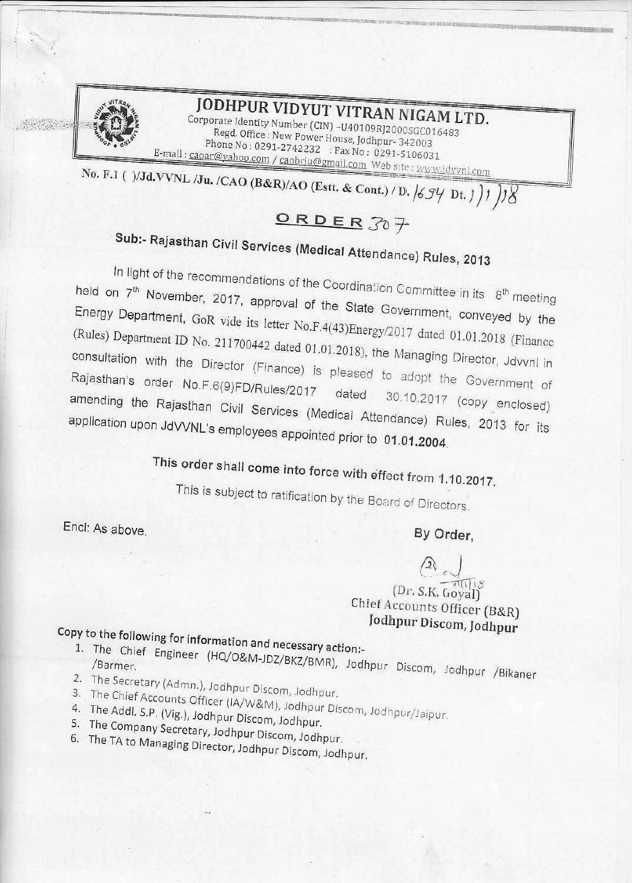# JODHPUR VIDYUT VITRAN NIGAM LTD.

Corporate Identity Number (CIN) -U40109RJ2000SGC016483
Regd. Office : New Power House, Jodhpur- 342003
Phone No : 0291-2742232 : Fax No : 0291-5106031
E-mail : caoar@yahoo.com / caobrju@gmail.com Web site : www.jdvvnl.com

No. F.1 ( )/Jd.VVNL /Ju. /CAO (B&R)/AO (Estt. & Cont.) / D. 1694 Dt. 1/1/18

## ORDER 307

**Sub:- Rajasthan Civil Services (Medical Attendance) Rules, 2013**

In light of the recommendations of the Coordination Committee in its 8th meeting held on 7th November, 2017, approval of the State Government, conveyed by the Energy Department, GoR vide its letter No.F.4(43)Energy/2017 dated 01.01.2018 (Finance (Rules) Department ID No. 211700442 dated 01.01.2018), the Managing Director, Jdvvnl in consultation with the Director (Finance) is pleased to adopt the Government of Rajasthan's order No.F.6(9)FD/Rules/2017 dated 30.10.2017 (copy enclosed) amending the Rajasthan Civil Services (Medical Attendance) Rules, 2013 for its application upon JdVVNL's employees appointed prior to **01.01.2004**.

**This order shall come into force with effect from 1.10.2017.**

This is subject to ratification by the Board of Directors.

Encl: As above.

**By Order,**

(Dr. S.K. Goyal)
**Chief Accounts Officer (B&R)**
**Jodhpur Discom, Jodhpur**

**Copy to the following for information and necessary action:-**

1. The Chief Engineer (HQ/O&M-JDZ/BKZ/BMR), Jodhpur Discom, Jodhpur /Bikaner /Barmer.
2. The Secretary (Admn.), Jodhpur Discom, Jodhpur.
3. The Chief Accounts Officer (IA/W&M), Jodhpur Discom, Jodhpur/Jaipur.
4. The Addl. S.P. (Vig.), Jodhpur Discom, Jodhpur.
5. The Company Secretary, Jodhpur Discom, Jodhpur.
6. The TA to Managing Director, Jodhpur Discom, Jodhpur.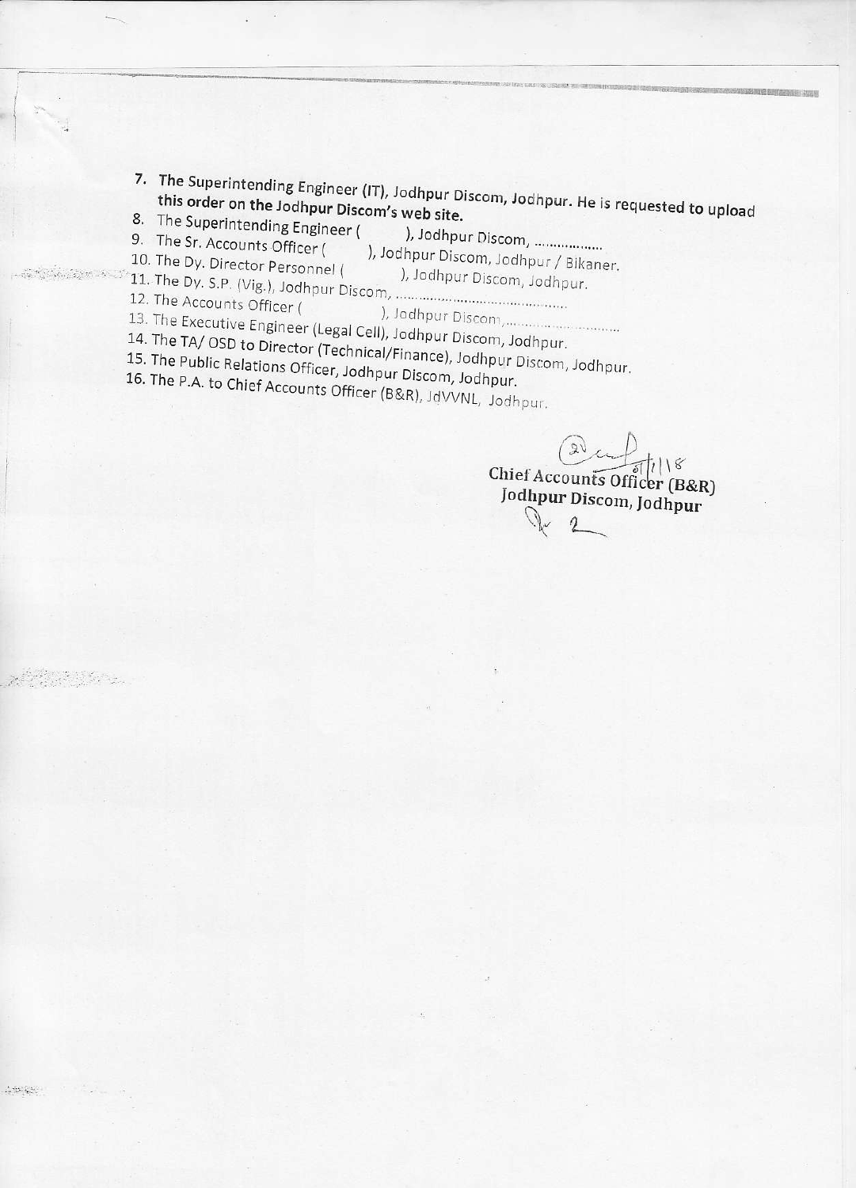7. **The Superintending Engineer (IT), Jodhpur Discom, Jodhpur. He is requested to upload this order on the Jodhpur Discom's web site.**
8. The Superintending Engineer (         ), Jodhpur Discom, .................
9. The Sr. Accounts Officer (         ), Jodhpur Discom, Jodhpur / Bikaner.
10. The Dy. Director Personnel (         ), Jodhpur Discom, Jodhpur.
11. The Dy. S.P. (Vig.), Jodhpur Discom, ..........................................
12. The Accounts Officer (         ), Jodhpur Discom, ..........................
13. The Executive Engineer (Legal Cell), Jodhpur Discom, Jodhpur.
14. The TA/ OSD to Director (Technical/Finance), Jodhpur Discom, Jodhpur.
15. The Public Relations Officer, Jodhpur Discom, Jodhpur.
16. The P.A. to Chief Accounts Officer (B&R), JdVVNL, Jodhpur.

Sd/- 01/7/18

**Chief Accounts Officer (B&R)**
**Jodhpur Discom, Jodhpur**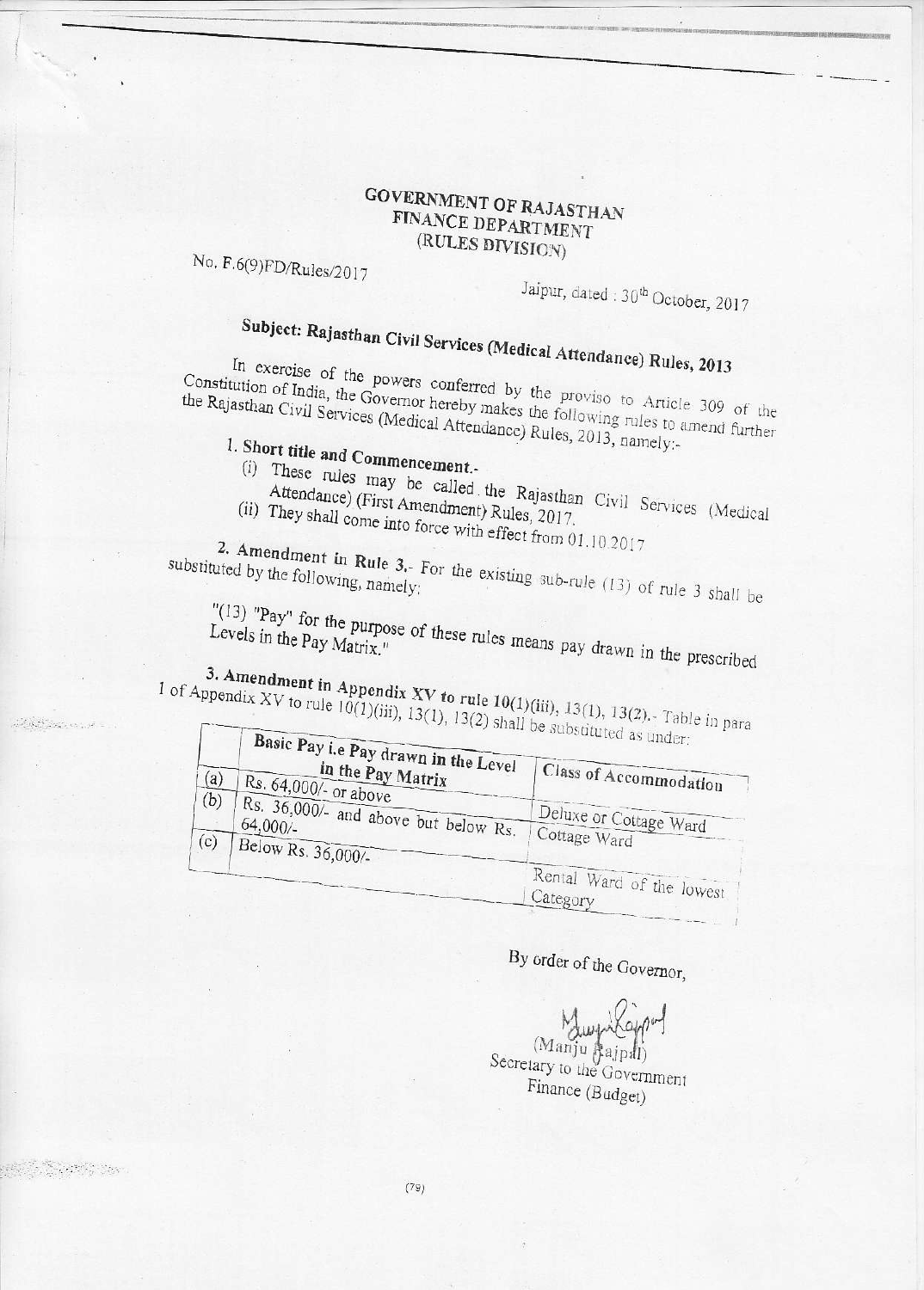**GOVERNMENT OF RAJASTHAN**
**FINANCE DEPARTMENT**
**(RULES DIVISION)**

No. F.6(9)FD/Rules/2017

Jaipur, dated : 30th October, 2017

**Subject: Rajasthan Civil Services (Medical Attendance) Rules, 2013**

In exercise of the powers conferred by the proviso to Article 309 of the Constitution of India, the Governor hereby makes the following rules to amend further the Rajasthan Civil Services (Medical Attendance) Rules, 2013, namely:-

**1. Short title and Commencement.-**

(i) These rules may be called the Rajasthan Civil Services (Medical Attendance) (First Amendment) Rules, 2017.

(ii) They shall come into force with effect from 01.10.2017

**2. Amendment in Rule 3.**- For the existing sub-rule (13) of rule 3 shall be substituted by the following, namely:

"(13) "Pay" for the purpose of these rules means pay drawn in the prescribed Levels in the Pay Matrix."

**3. Amendment in Appendix XV to rule 10(1)(iii), 13(1), 13(2).**- Table in para 1 of Appendix XV to rule 10(1)(iii), 13(1), 13(2) shall be substituted as under:

| | Basic Pay i.e Pay drawn in the Level in the Pay Matrix | Class of Accommodation |
|---|---|---|
| (a) | Rs. 64,000/- or above | Deluxe or Cottage Ward |
| (b) | Rs. 36,000/- and above but below Rs. 64,000/- | Cottage Ward |
| (c) | Below Rs. 36,000/- | Rental Ward of the lowest Category |

By order of the Governor,

(Manju Rajpal)
Secretary to the Government
Finance (Budget)